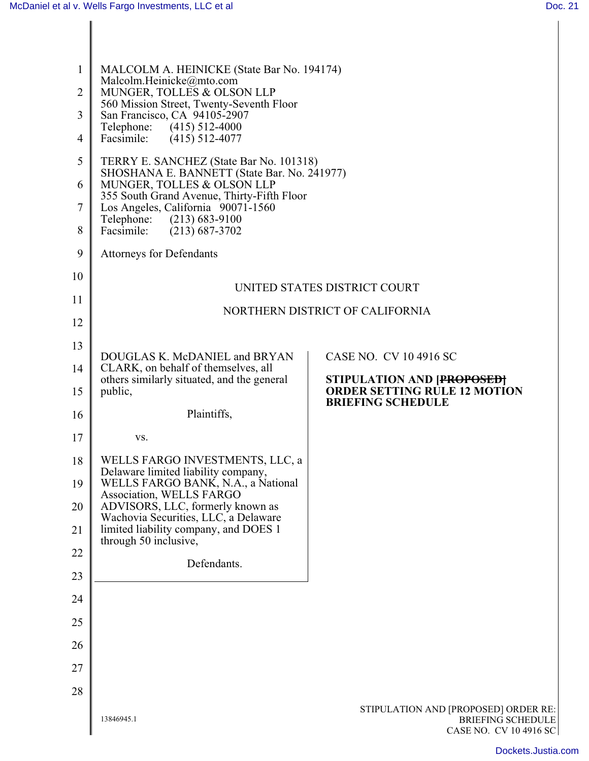MALCOLM A. HEINICKE (State Bar No. 194174)
Malcolm.Heinicke@mto.com
MUNGER, TOLLES & OLSON LLP
560 Mission Street, Twenty-Seventh Floor
San Francisco, CA 94105-2907
Telephone: (415) 512-4000
Facsimile: (415) 512-4077

TERRY E. SANCHEZ (State Bar No. 101318)
SHOSHANA E. BANNETT (State Bar. No. 241977)
MUNGER, TOLLES & OLSON LLP
355 South Grand Avenue, Thirty-Fifth Floor
Los Angeles, California 90071-1560
Telephone: (213) 683-9100
Facsimile: (213) 687-3702

Attorneys for Defendants

UNITED STATES DISTRICT COURT

NORTHERN DISTRICT OF CALIFORNIA

DOUGLAS K. McDANIEL and BRYAN CLARK, on behalf of themselves, all others similarly situated, and the general public,

Plaintiffs,

vs.

WELLS FARGO INVESTMENTS, LLC, a Delaware limited liability company, WELLS FARGO BANK, N.A., a National Association, WELLS FARGO ADVISORS, LLC, formerly known as Wachovia Securities, LLC, a Delaware limited liability company, and DOES 1 through 50 inclusive,

Defendants.

CASE NO. CV 10 4916 SC

**STIPULATION AND [~~PROPOSED~~] ORDER SETTING RULE 12 MOTION BRIEFING SCHEDULE**

13846945.1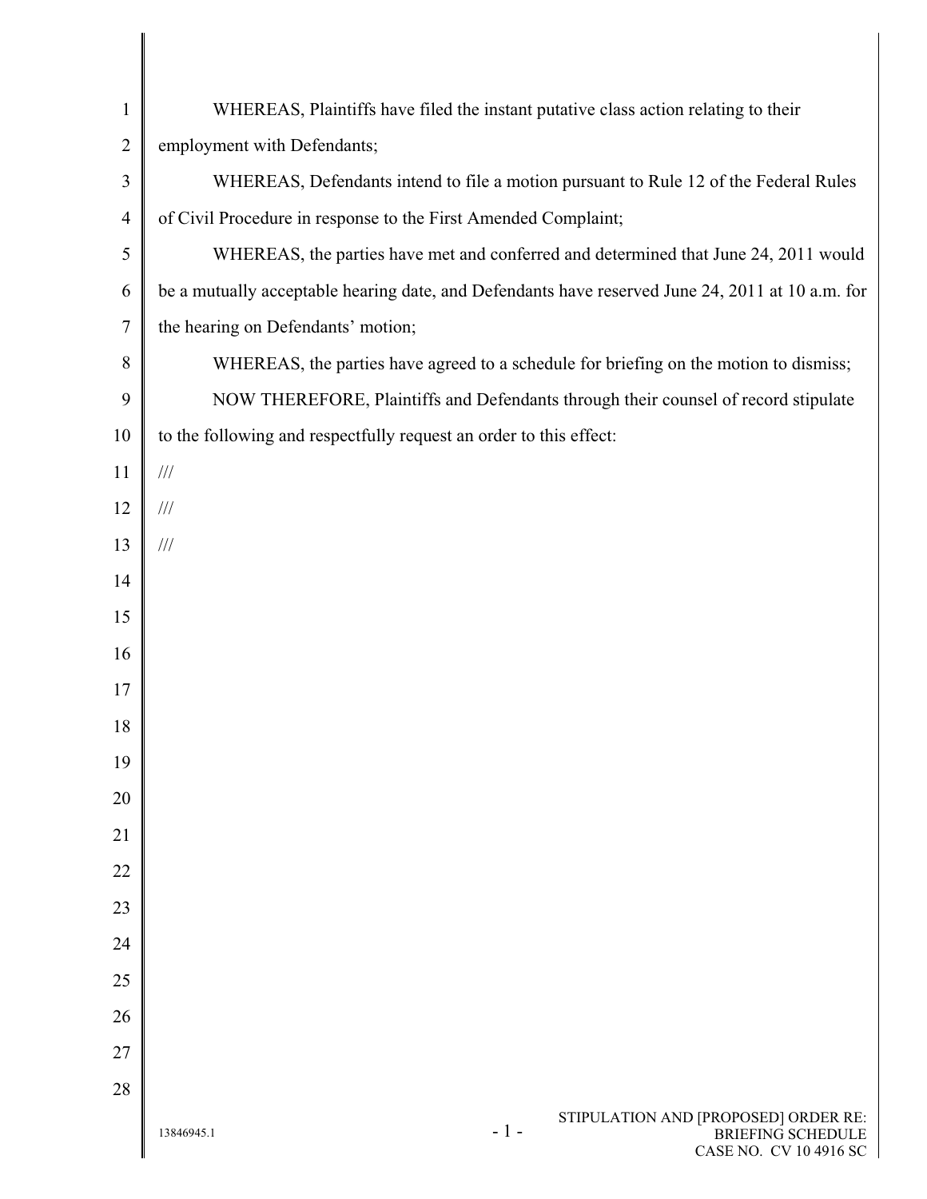WHEREAS, Plaintiffs have filed the instant putative class action relating to their employment with Defendants;

WHEREAS, Defendants intend to file a motion pursuant to Rule 12 of the Federal Rules of Civil Procedure in response to the First Amended Complaint;

WHEREAS, the parties have met and conferred and determined that June 24, 2011 would be a mutually acceptable hearing date, and Defendants have reserved June 24, 2011 at 10 a.m. for the hearing on Defendants' motion;

WHEREAS, the parties have agreed to a schedule for briefing on the motion to dismiss;

NOW THEREFORE, Plaintiffs and Defendants through their counsel of record stipulate to the following and respectfully request an order to this effect:

///

///

///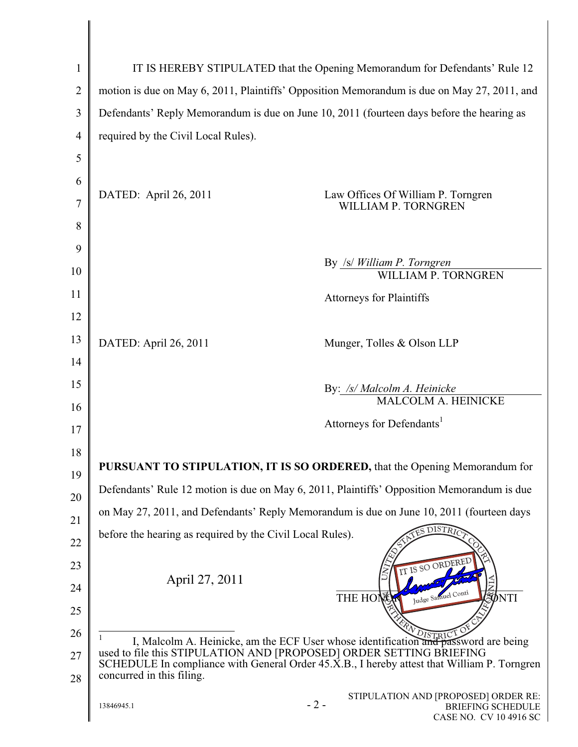IT IS HEREBY STIPULATED that the Opening Memorandum for Defendants' Rule 12 motion is due on May 6, 2011, Plaintiffs' Opposition Memorandum is due on May 27, 2011, and Defendants' Reply Memorandum is due on June 10, 2011 (fourteen days before the hearing as required by the Civil Local Rules).

DATED: April 26, 2011

Law Offices Of William P. Torngren
WILLIAM P. TORNGREN

By /s/ *William P. Torngren*
WILLIAM P. TORNGREN

Attorneys for Plaintiffs

DATED: April 26, 2011

Munger, Tolles & Olson LLP

By: */s/ Malcolm A. Heinicke*
MALCOLM A. HEINICKE

Attorneys for Defendants[1]

**PURSUANT TO STIPULATION, IT IS SO ORDERED,** that the Opening Memorandum for Defendants' Rule 12 motion is due on May 6, 2011, Plaintiffs' Opposition Memorandum is due on May 27, 2011, and Defendants' Reply Memorandum is due on June 10, 2011 (fourteen days before the hearing as required by the Civil Local Rules).

April 27, 2011

UNITED STATES DISTRICT COURT NORTHERN DISTRICT OF CALIFORNIA
IT IS SO ORDERED
Judge Samuel Conti

THE HONORABLE SAMUEL CONTI

[1] I, Malcolm A. Heinicke, am the ECF User whose identification and password are being used to file this STIPULATION AND [PROPOSED] ORDER SETTING BRIEFING SCHEDULE In compliance with General Order 45.X.B., I hereby attest that William P. Torngren concurred in this filing.